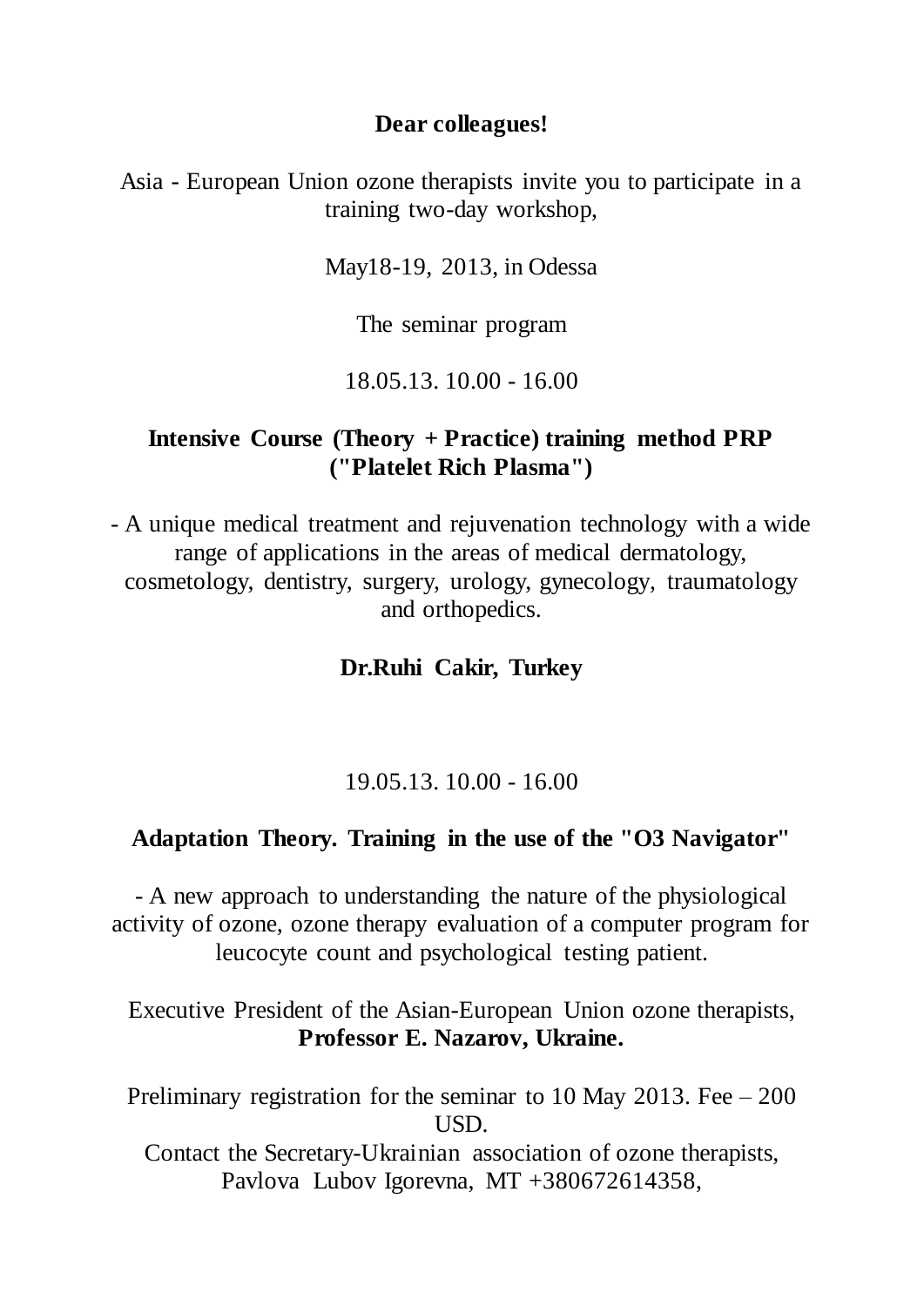**Dear colleagues!**

Asia - European Union ozone therapists invite you to participate in a training two-day workshop,

May18-19, 2013, in Odessa

The seminar program

18.05.13. 10.00 - 16.00

**Intensive Course (Theory + Practice) training method PRP ("Platelet Rich Plasma")**

- A unique medical treatment and rejuvenation technology with a wide range of applications in the areas of medical dermatology, cosmetology, dentistry, surgery, urology, gynecology, traumatology and orthopedics.

**Dr.Ruhi Cakir, Turkey**

19.05.13. 10.00 - 16.00

**Adaptation Theory. Training in the use of the "O3 Navigator"**

- A new approach to understanding the nature of the physiological activity of ozone, ozone therapy evaluation of a computer program for leucocyte count and psychological testing patient.

Executive President of the Asian-European Union ozone therapists, **Professor E. Nazarov, Ukraine.**

Preliminary registration for the seminar to 10 May 2013. Fee – 200 USD.

Contact the Secretary-Ukrainian association of ozone therapists, Pavlova Lubov Igorevna, MT +380672614358,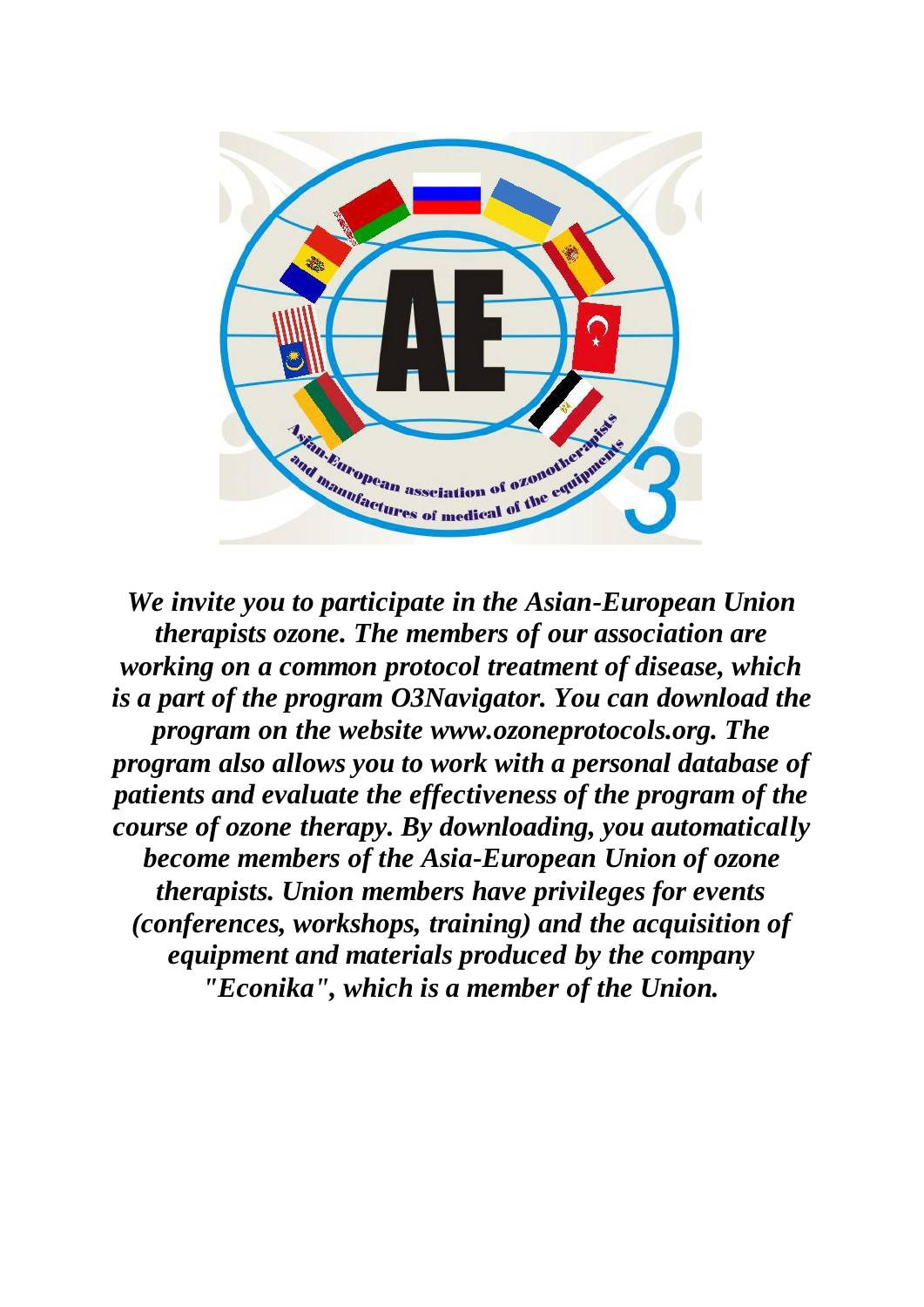*We invite you to participate in the Asian-European Union therapists ozone. The members of our association are working on a common protocol treatment of disease, which is a part of the program O3Navigator. You can download the program on the website www.ozoneprotocols.org. The program also allows you to work with a personal database of patients and evaluate the effectiveness of the program of the course of ozone therapy. By downloading, you automatically become members of the Asia-European Union of ozone therapists. Union members have privileges for events (conferences, workshops, training) and the acquisition of equipment and materials produced by the company "Econika", which is a member of the Union.*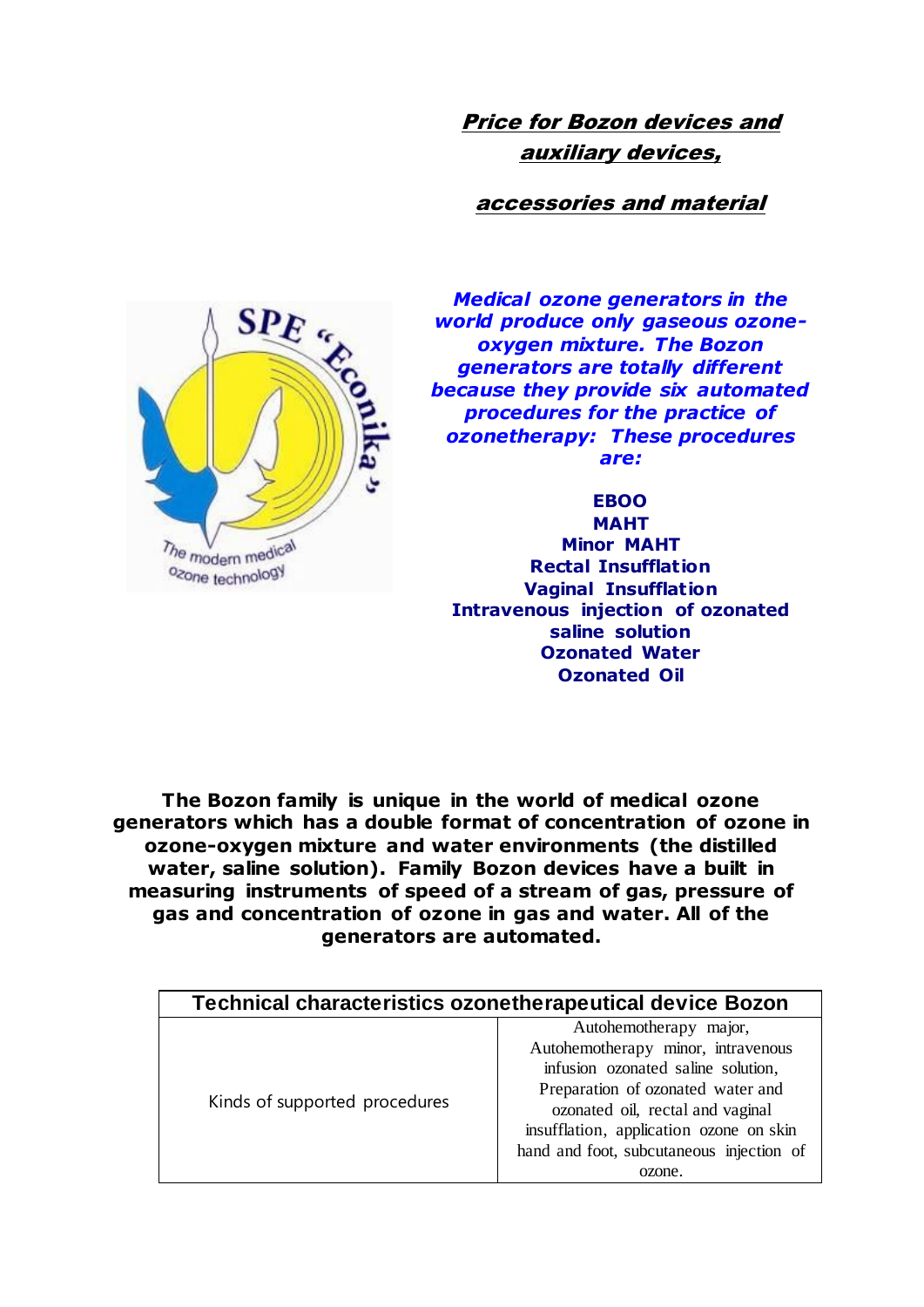# ***Price for Bozon devices and auxiliary devices,***

## ***accessories and material***

***Medical ozone generators in the world produce only gaseous ozone-oxygen mixture. The Bozon generators are totally different because they provide six automated procedures for the practice of ozonetherapy: These procedures are:***

**EBOO**
**MAHT**
**Minor MAHT**
**Rectal Insufflation**
**Vaginal Insufflation**
**Intravenous injection of ozonated saline solution**
**Ozonated Water**
**Ozonated Oil**

**The Bozon family is unique in the world of medical ozone generators which has a double format of concentration of ozone in ozone-oxygen mixture and water environments (the distilled water, saline solution). Family Bozon devices have a built in measuring instruments of speed of a stream of gas, pressure of gas and concentration of ozone in gas and water. All of the generators are automated.**

| Technical characteristics ozonetherapeutical device Bozon | |
|---|---|
| Kinds of supported procedures | Autohemotherapy major, Autohemotherapy minor, intravenous infusion ozonated saline solution, Preparation of ozonated water and ozonated oil, rectal and vaginal insufflation, application ozone on skin hand and foot, subcutaneous injection of ozone. |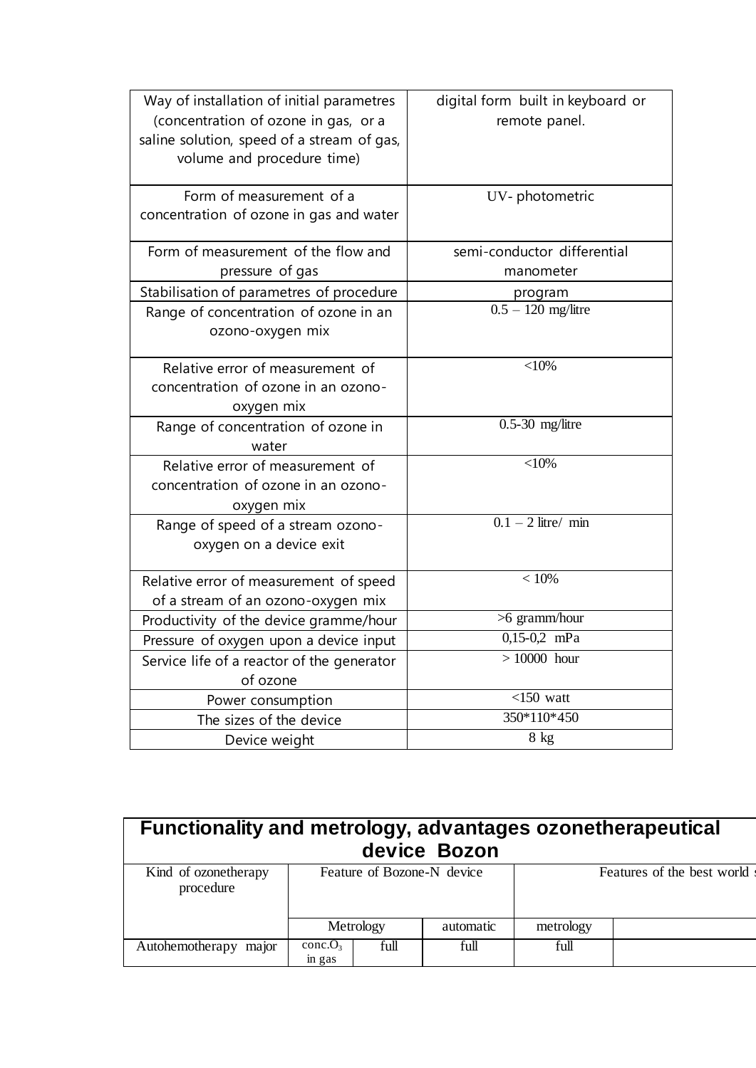| | |
|---|---|
| Way of installation of initial parametres (concentration of ozone in gas, or a saline solution, speed of a stream of gas, volume and procedure time) | digital form built in keyboard or remote panel. |
| Form of measurement of a concentration of ozone in gas and water | UV- photometric |
| Form of measurement of the flow and pressure of gas | semi-conductor differential manometer |
| Stabilisation of parametres of procedure | program |
| Range of concentration of ozone in an ozono-oxygen mix | 0.5 – 120 mg/litre |
| Relative error of measurement of concentration of ozone in an ozono-oxygen mix | <10% |
| Range of concentration of ozone in water | 0.5-30 mg/litre |
| Relative error of measurement of concentration of ozone in an ozono-oxygen mix | <10% |
| Range of speed of a stream ozono-oxygen on a device exit | 0.1 – 2 litre/ min |
| Relative error of measurement of speed of a stream of an ozono-oxygen mix | < 10% |
| Productivity of the device gramme/hour | >6 gramm/hour |
| Pressure of oxygen upon a device input | 0,15-0,2 mPa |
| Service life of a reactor of the generator of ozone | > 10000 hour |
| Power consumption | <150 watt |
| The sizes of the device | 350*110*450 |
| Device weight | 8 kg |

## Functionality and metrology, advantages ozonetherapeutical device Bozon

| Kind of ozonetherapy procedure | Feature of Bozone-N device | | | Features of the best world s | |
|---|---|---|---|---|---|
| | Metrology | | automatic | metrology | |
| Autohemotherapy major | conc.$O_3$ in gas | full | full | full | |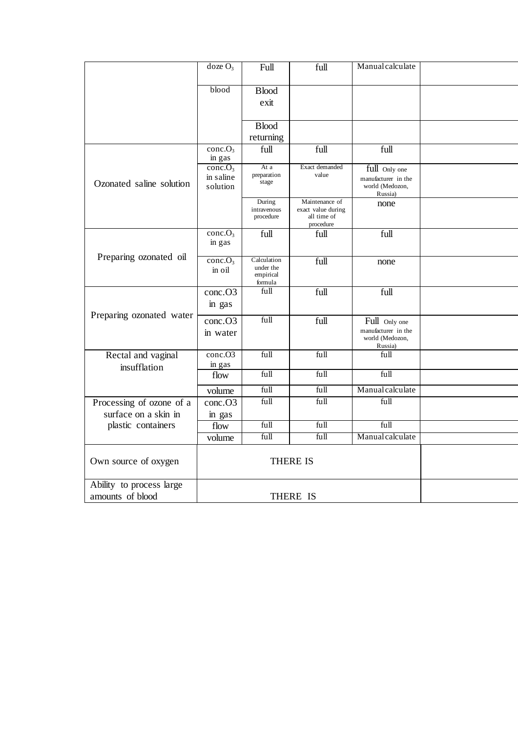| | | | | | |
|---|---|---|---|---|---|
| | doze $O_3$ | Full | full | Manual calculate | |
| | blood | Blood exit | | | |
| | | Blood returning | | | |
| Ozonated saline solution | conc.$O_3$ in gas | full | full | full | |
| | conc.$O_3$ in saline solution | At a preparation stage | Exact demanded value | full Only one manufacturer in the world (Medozon, Russia) | |
| | | During intravenous procedure | Maintenance of exact value during all time of procedure | none | |
| Preparing ozonated oil | conc.$O_3$ in gas | full | full | full | |
| | conc.$O_3$ in oil | Calculation under the empirical formula | full | none | |
| Preparing ozonated water | conc.O3 in gas | full | full | full | |
| | conc.O3 in water | full | full | Full Only one manufacturer in the world (Medozon, Russia) | |
| Rectal and vaginal insufflation | conc.O3 in gas | full | full | full | |
| | flow | full | full | full | |
| | volume | full | full | Manual calculate | |
| Processing of ozone of a surface on a skin in plastic containers | conc.O3 in gas | full | full | full | |
| | flow | full | full | full | |
| | volume | full | full | Manual calculate | |
| Own source of oxygen | THERE IS | | | | |
| Ability to process large amounts of blood | THERE IS | | | | |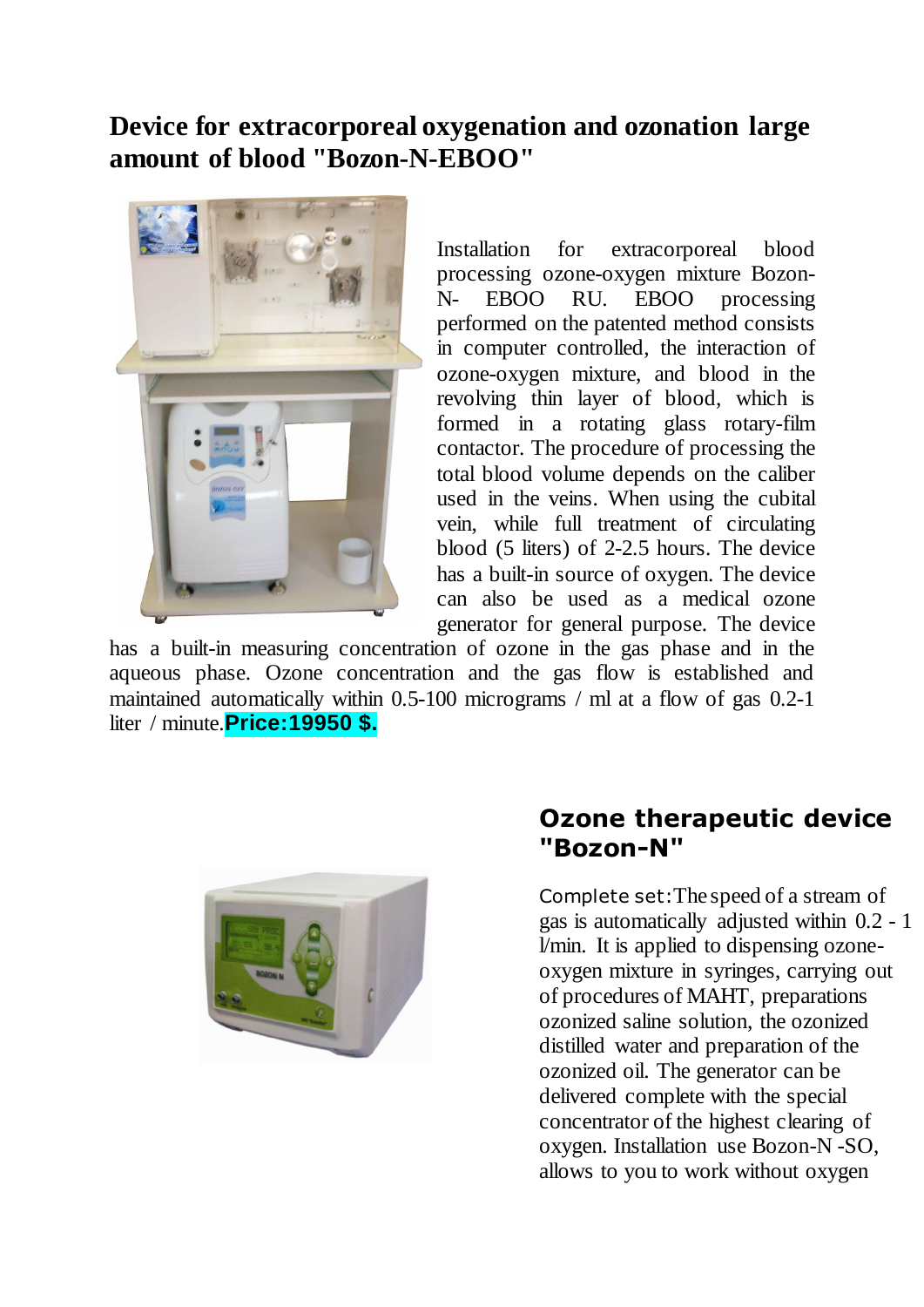## Device for extracorporeal oxygenation and ozonation large amount of blood "Bozon-N-EBOO"

Installation for extracorporeal blood processing ozone-oxygen mixture Bozon-N- EBOO RU. EBOO processing performed on the patented method consists in computer controlled, the interaction of ozone-oxygen mixture, and blood in the revolving thin layer of blood, which is formed in a rotating glass rotary-film contactor. The procedure of processing the total blood volume depends on the caliber used in the veins. When using the cubital vein, while full treatment of circulating blood (5 liters) of 2-2.5 hours. The device has a built-in source of oxygen. The device can also be used as a medical ozone generator for general purpose. The device has a built-in measuring concentration of ozone in the gas phase and in the aqueous phase. Ozone concentration and the gas flow is established and maintained automatically within 0.5-100 micrograms / ml at a flow of gas 0.2-1 liter / minute. **Price:19950 $.**

## Ozone therapeutic device "Bozon-N"

Complete set: The speed of a stream of gas is automatically adjusted within 0.2 - 1 l/min. It is applied to dispensing ozone-oxygen mixture in syringes, carrying out of procedures of MAHT, preparations ozonized saline solution, the ozonized distilled water and preparation of the ozonized oil. The generator can be delivered complete with the special concentrator of the highest clearing of oxygen. Installation use Bozon-N -SO, allows to you to work without oxygen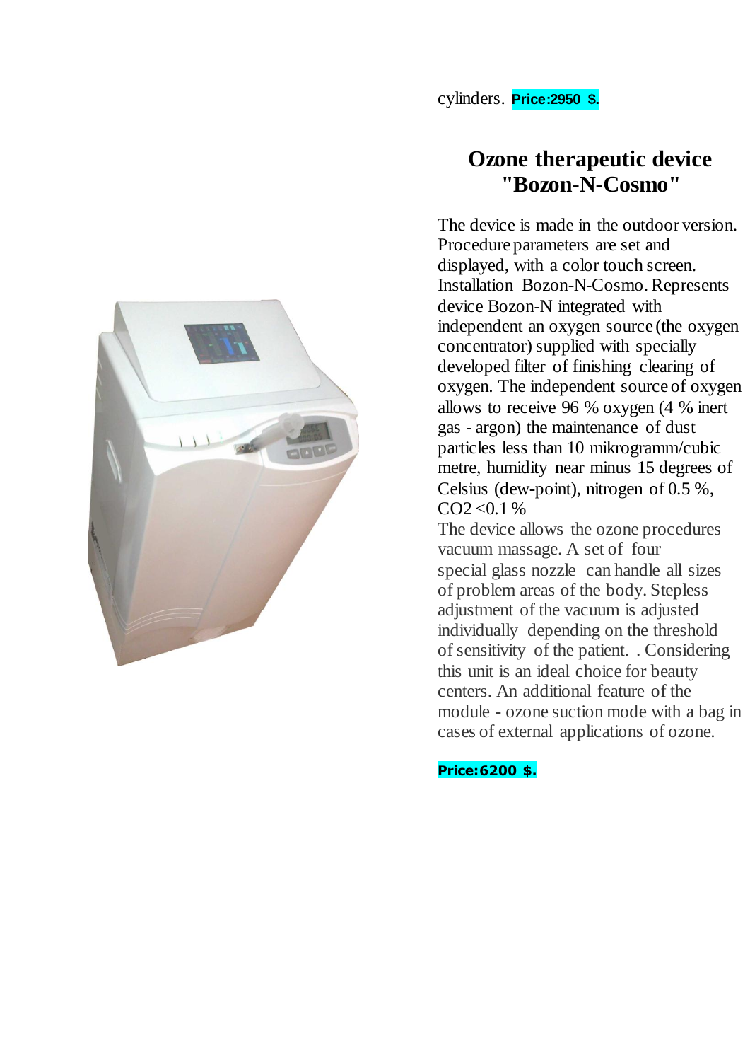cylinders. **Price:2950 $.**

## Ozone therapeutic device "Bozon-N-Cosmo"

The device is made in the outdoor version. Procedure parameters are set and displayed, with a color touch screen. Installation Bozon-N-Cosmo. Represents device Bozon-N integrated with independent an oxygen source (the oxygen concentrator) supplied with specially developed filter of finishing clearing of oxygen. The independent source of oxygen allows to receive 96 % oxygen (4 % inert gas - argon) the maintenance of dust particles less than 10 mikrogramm/cubic metre, humidity near minus 15 degrees of Celsius (dew-point), nitrogen of 0.5 %, $CO_2$ <0.1 %

The device allows the ozone procedures vacuum massage. A set of four special glass nozzle can handle all sizes of problem areas of the body. Stepless adjustment of the vacuum is adjusted individually depending on the threshold of sensitivity of the patient. . Considering this unit is an ideal choice for beauty centers. An additional feature of the module - ozone suction mode with a bag in cases of external applications of ozone.

**Price:6200 $.**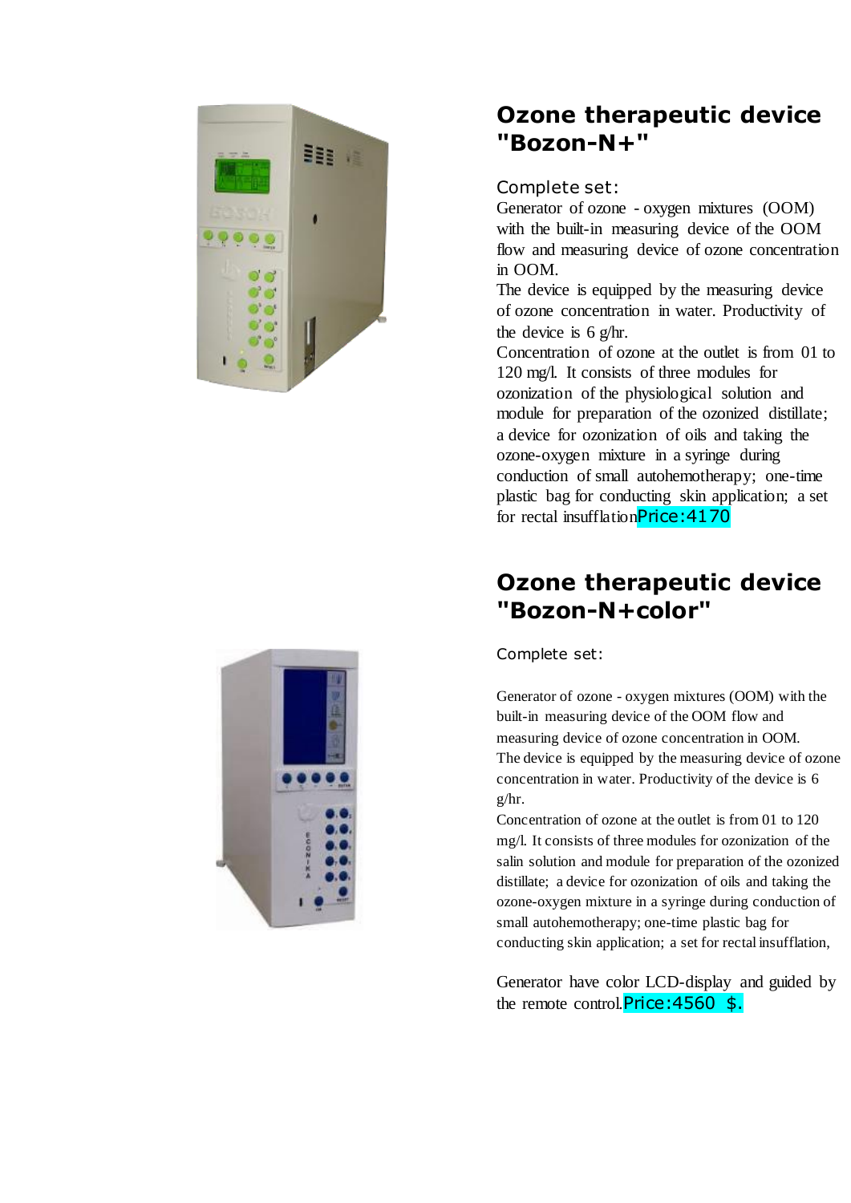## Ozone therapeutic device "Bozon-N+"

Complete set:

Generator of ozone - oxygen mixtures (OOM) with the built-in measuring device of the OOM flow and measuring device of ozone concentration in OOM.

The device is equipped by the measuring device of ozone concentration in water. Productivity of the device is 6 g/hr.

Concentration of ozone at the outlet is from 01 to 120 mg/l. It consists of three modules for ozonization of the physiological solution and module for preparation of the ozonized distillate; a device for ozonization of oils and taking the ozone-oxygen mixture in a syringe during conduction of small autohemotherapy; one-time plastic bag for conducting skin application; a set for rectal insufflationPrice:4170

## Ozone therapeutic device "Bozon-N+color"

Complete set:

Generator of ozone - oxygen mixtures (OOM) with the built-in measuring device of the OOM flow and measuring device of ozone concentration in OOM.

The device is equipped by the measuring device of ozone concentration in water. Productivity of the device is 6 g/hr.

Concentration of ozone at the outlet is from 01 to 120 mg/l. It consists of three modules for ozonization of the salin solution and module for preparation of the ozonized distillate; a device for ozonization of oils and taking the ozone-oxygen mixture in a syringe during conduction of small autohemotherapy; one-time plastic bag for conducting skin application; a set for rectal insufflation,

Generator have color LCD-display and guided by the remote control.Price:4560 $.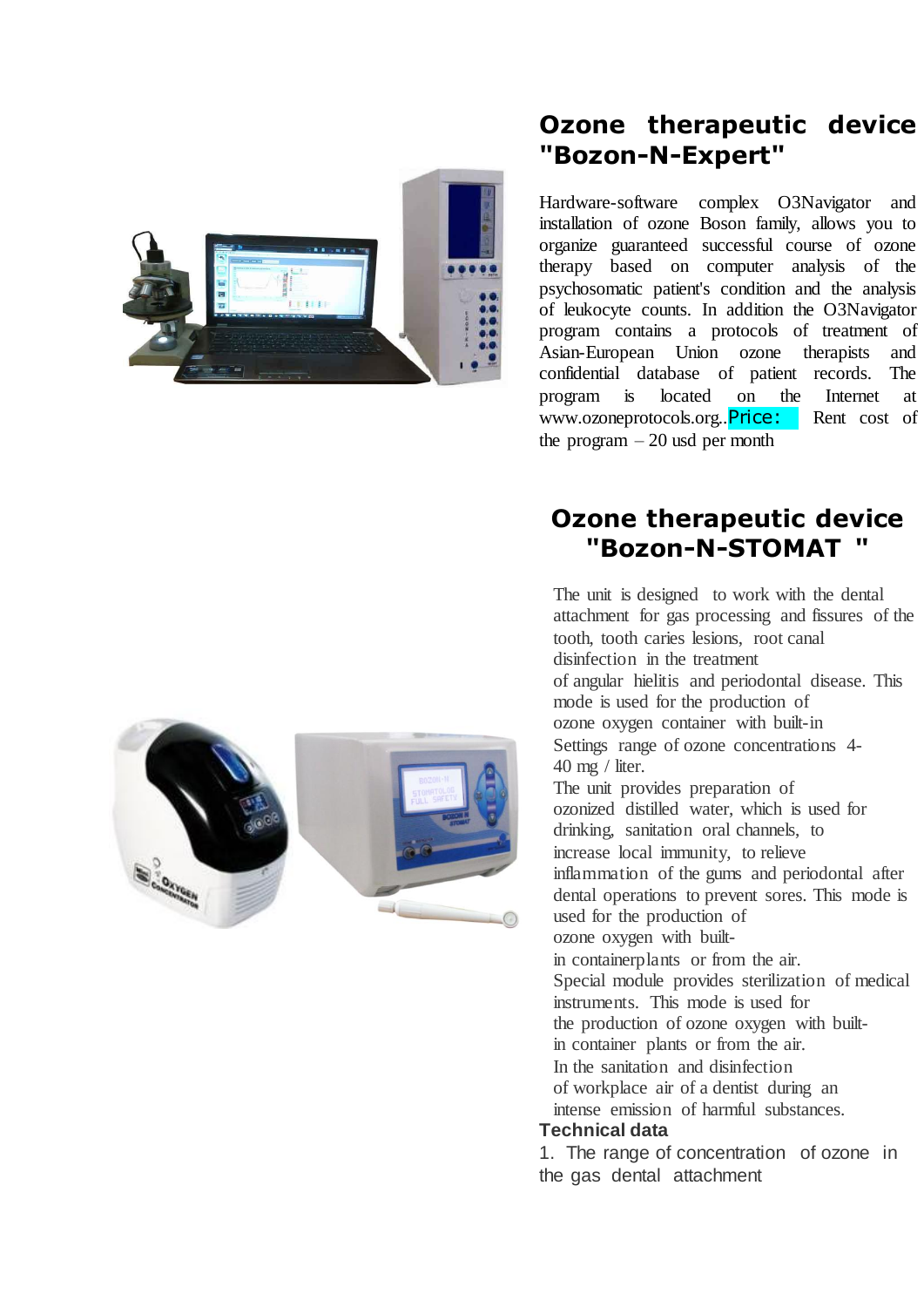## Ozone therapeutic device "Bozon-N-Expert"

Hardware-software complex O3Navigator and installation of ozone Boson family, allows you to organize guaranteed successful course of ozone therapy based on computer analysis of the psychosomatic patient's condition and the analysis of leukocyte counts. In addition the O3Navigator program contains a protocols of treatment of Asian-European Union ozone therapists and confidential database of patient records. The program is located on the Internet at www.ozoneprotocols.org..Price: Rent cost of the program – 20 usd per month

## Ozone therapeutic device "Bozon-N-STOMAT "

The unit is designed to work with the dental attachment for gas processing and fissures of the tooth, tooth caries lesions, root canal disinfection in the treatment of angular hielitis and periodontal disease. This mode is used for the production of ozone oxygen container with built-in Settings range of ozone concentrations 4-40 mg / liter.

The unit provides preparation of ozonized distilled water, which is used for drinking, sanitation oral channels, to increase local immunity, to relieve inflammation of the gums and periodontal after dental operations to prevent sores. This mode is used for the production of ozone oxygen with built-in containerplants or from the air.

Special module provides sterilization of medical instruments. This mode is used for the production of ozone oxygen with built-in container plants or from the air.

In the sanitation and disinfection of workplace air of a dentist during an intense emission of harmful substances.

**Technical data**

1. The range of concentration of ozone in the gas dental attachment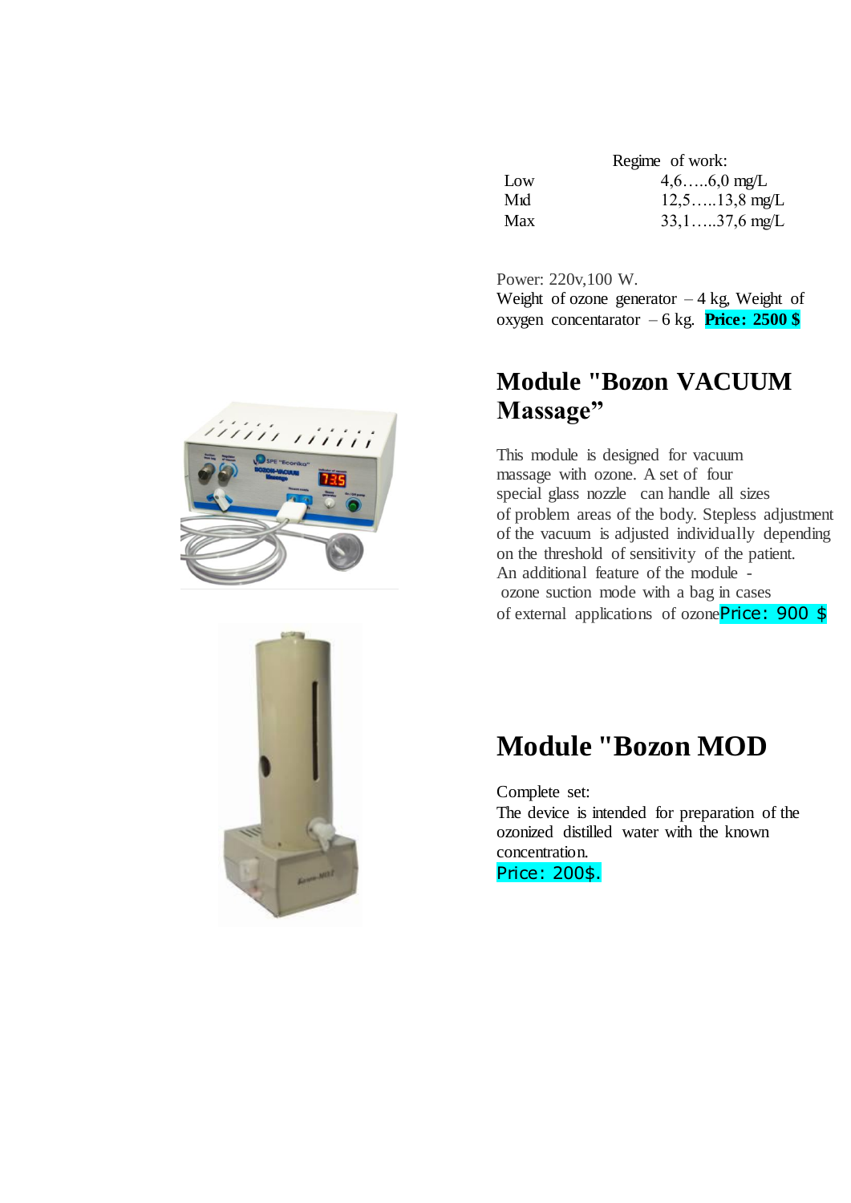Regime of work:

| | |
|---|---|
| Low | 4,6…..6,0 mg/L |
| Mid | 12,5…..13,8 mg/L |
| Max | 33,1…..37,6 mg/L |

Power: 220v,100 W.
Weight of ozone generator – 4 kg, Weight of oxygen concentarator – 6 kg. **Price: 2500 $**

## Module "Bozon VACUUM Massage”

This module is designed for vacuum massage with ozone. A set of four special glass nozzle can handle all sizes of problem areas of the body. Stepless adjustment of the vacuum is adjusted individually depending on the threshold of sensitivity of the patient. An additional feature of the module - ozone suction mode with a bag in cases of external applications of ozone Price: 900 $

## Module "Bozon MOD

Complete set:
The device is intended for preparation of the ozonized distilled water with the known concentration.
Price: 200$.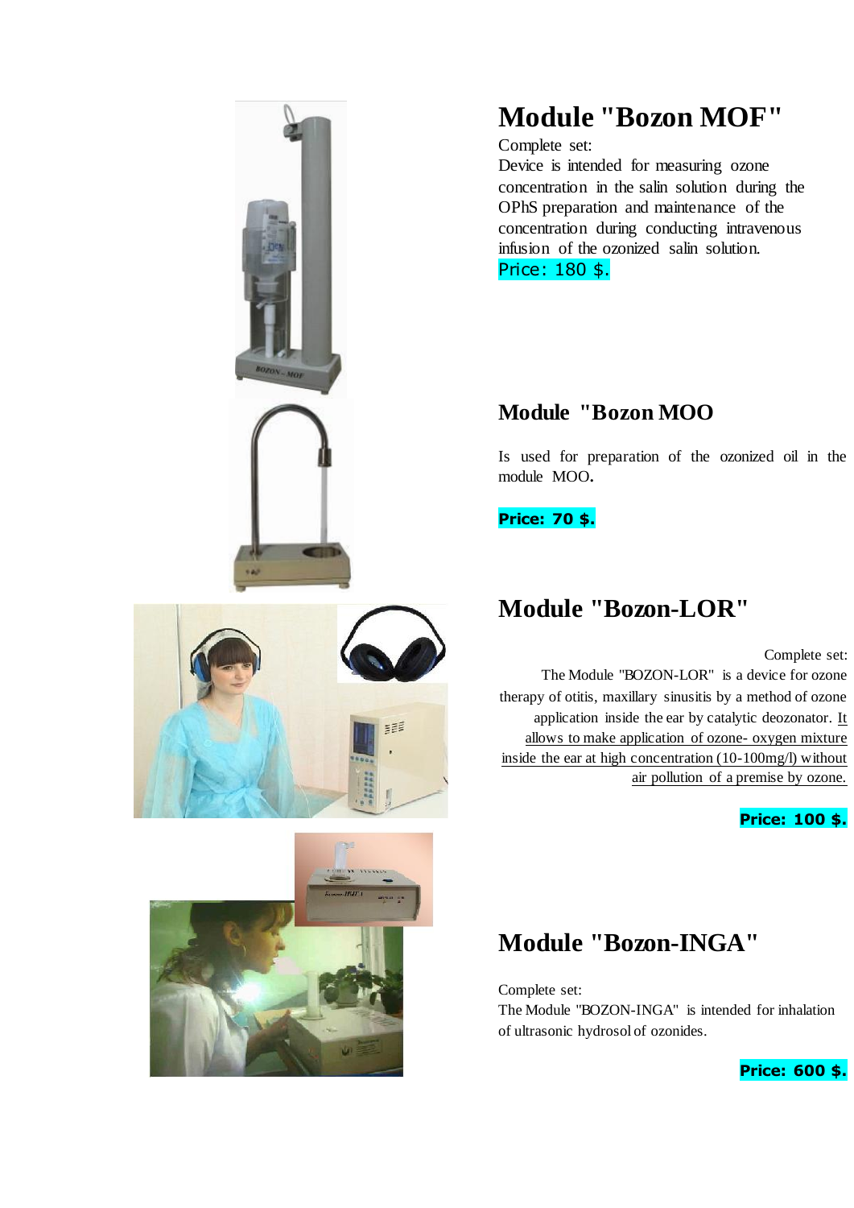# Module "Bozon MOF"

Complete set:

Device is intended for measuring ozone concentration in the salin solution during the OPhS preparation and maintenance of the concentration during conducting intravenous infusion of the ozonized salin solution.

Price: 180 $.

# Module "Bozon MOO

Is used for preparation of the ozonized oil in the module MOO.

**Price: 70 $.**

# Module "Bozon-LOR"

Complete set:

The Module "BOZON-LOR" is a device for ozone therapy of otitis, maxillary sinusitis by a method of ozone application inside the ear by catalytic deozonator. It allows to make application of ozone- oxygen mixture inside the ear at high concentration (10-100mg/l) without air pollution of a premise by ozone.

**Price: 100 $.**

# Module "Bozon-INGA"

Complete set:

The Module "BOZON-INGA" is intended for inhalation of ultrasonic hydrosol of ozonides.

**Price: 600 $.**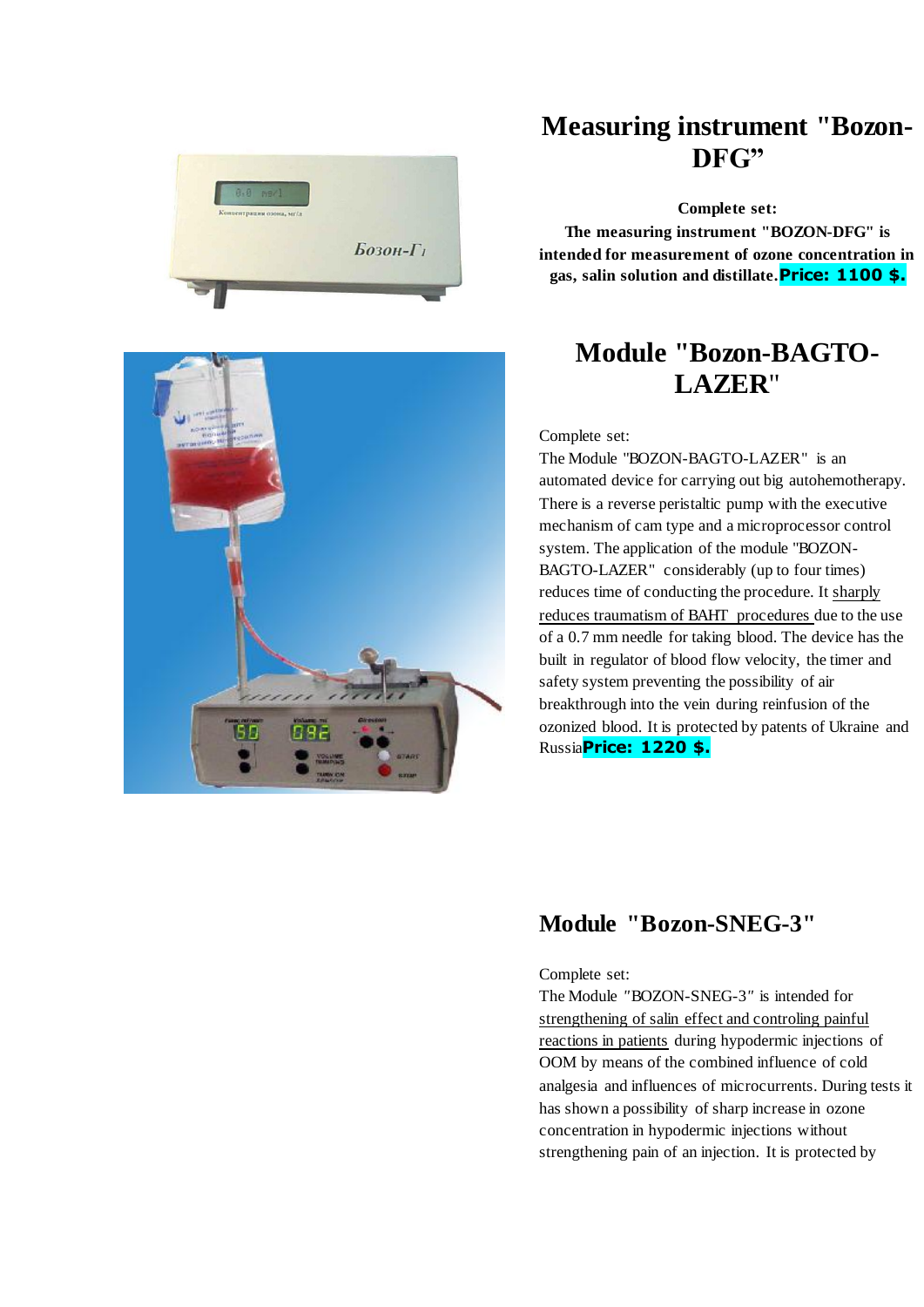## Measuring instrument "Bozon-DFG”

**Complete set:**

**The measuring instrument "BOZON-DFG" is intended for measurement of ozone concentration in gas, salin solution and distillate.** **Price: 1100 $.**

## Module "Bozon-BAGTO-LAZER"

Complete set:

The Module "BOZON-BAGTO-LAZER" is an automated device for carrying out big autohemotherapy. There is a reverse peristaltic pump with the executive mechanism of cam type and a microprocessor control system. The application of the module "BOZON-BAGTO-LAZER" considerably (up to four times) reduces time of conducting the procedure. It sharply reduces traumatism of BAHT procedures due to the use of a 0.7 mm needle for taking blood. The device has the built in regulator of blood flow velocity, the timer and safety system preventing the possibility of air breakthrough into the vein during reinfusion of the ozonized blood. It is protected by patents of Ukraine and Russia**Price: 1220 $.**

## Module "Bozon-SNEG-3"

Complete set:

The Module "BOZON-SNEG-3" is intended for strengthening of salin effect and controling painful reactions in patients during hypodermic injections of OOM by means of the combined influence of cold analgesia and influences of microcurrents. During tests it has shown a possibility of sharp increase in ozone concentration in hypodermic injections without strengthening pain of an injection. It is protected by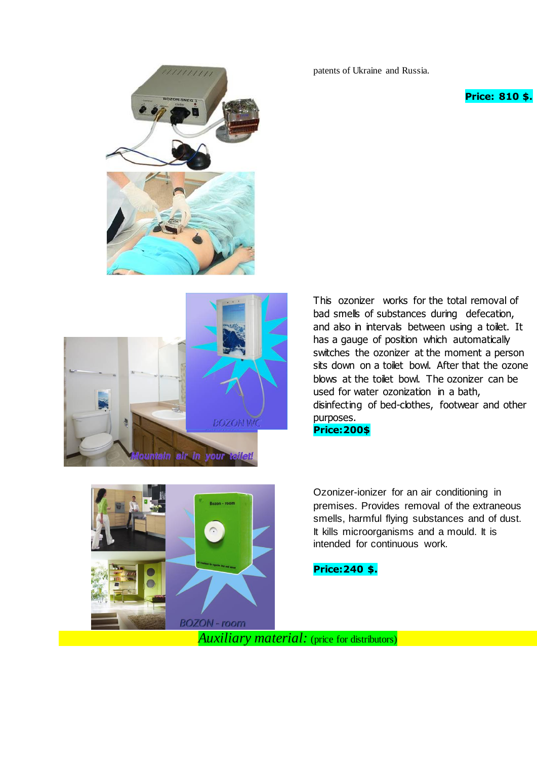patents of Ukraine and Russia.

**Price: 810 $.**

This ozonizer works for the total removal of bad smells of substances during defecation, and also in intervals between using a toilet. It has a gauge of position which automatically switches the ozonizer at the moment a person sits down on a toilet bowl. After that the ozone blows at the toilet bowl. The ozonizer can be used for water ozonization in a bath, disinfecting of bed-clothes, footwear and other purposes.

**Price:200$**

Ozonizer-ionizer for an air conditioning in premises. Provides removal of the extraneous smells, harmful flying substances and of dust. It kills microorganisms and a mould. It is intended for continuous work.

**Price:240 $.**

*Auxiliary material:* (price for distributors)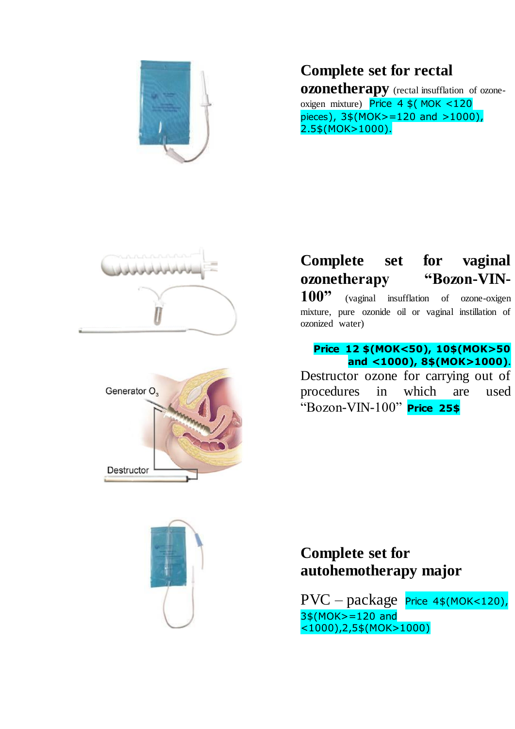## Complete set for rectal ozonetherapy

(rectal insufflation of ozone-oxigen mixture) Price 4 $( MOK <120 pieces), 3$(MOK>=120 and >1000), 2.5$(MOK>1000).

## Complete set for vaginal ozonetherapy "Bozon-VIN-100"

(vaginal insufflation of ozone-oxigen mixture, pure ozonide oil or vaginal instillation of ozonized water)

**Price 12 $(MOK<50), 10$(MOK>50 and <1000), 8$(MOK>1000).**

Destructor ozone for carrying out of procedures in which are used "Bozon-VIN-100" **Price 25$**

Generator $O_3$

Destructor

## Complete set for autohemotherapy major

PVC – package Price 4$(MOK<120), 3$(MOK>=120 and <1000),2,5$(MOK>1000)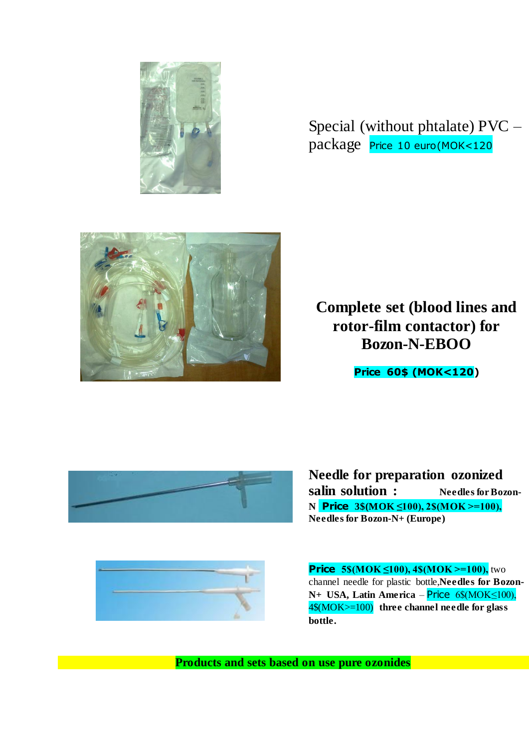Special (without phtalate) PVC – package Price 10 euro(MOK<120

**Complete set (blood lines and rotor-film contactor) for Bozon-N-EBOO**

**Price 60$ (MOK<120)**

**Needle for preparation ozonized salin solution :** **Needles for Bozon-N** **Price 3$(MOK ≤100), 2$(MOK >=100), Needles for Bozon-N+ (Europe)**

**Price 5$(MOK ≤100), 4$(MOK >=100),** two channel needle for plastic bottle,**Needles for Bozon-N+ USA, Latin America** – Price 6$(MOK≤100), 4$(MOK>=100) **three channel needle for glass bottle.**

**Products and sets based on use pure ozonides**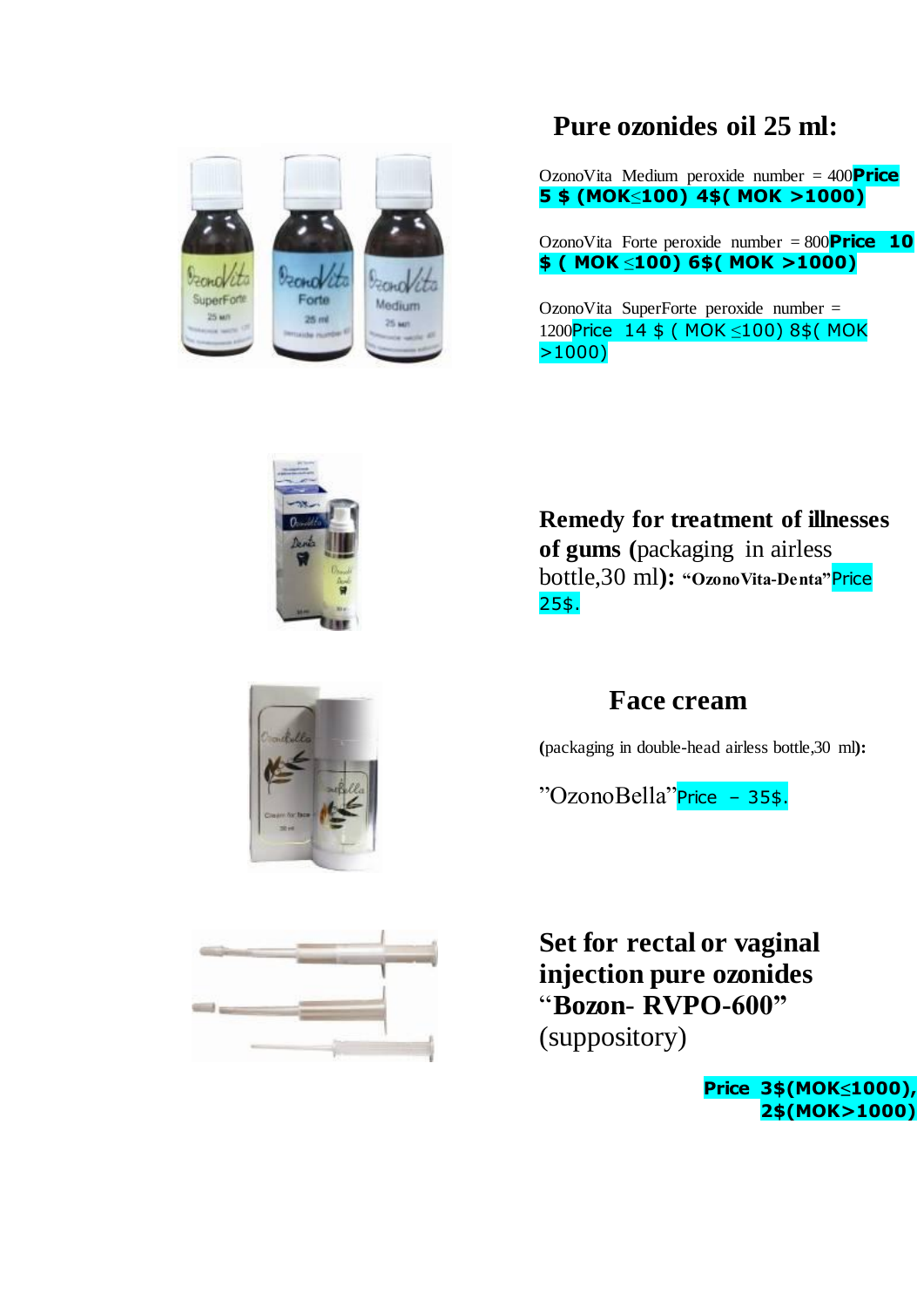## Pure ozonides oil 25 ml:

OzonoVita Medium peroxide number = 400 **Price 5 $ (MOK≤100) 4$( MOK >1000)**

OzonoVita Forte peroxide number = 800 **Price 10 $ ( MOK ≤100) 6$( MOK >1000)**

OzonoVita SuperForte peroxide number = 1200 Price 14 $ ( MOK ≤100) 8$( MOK >1000)

**Remedy for treatment of illnesses of gums** (packaging in airless bottle,30 ml)**: "OzonoVita-Denta"** Price 25$.

## Face cream

(packaging in double-head airless bottle,30 ml)**:**

"OzonoBella" Price – 35$.

## Set for rectal or vaginal injection pure ozonides "Bozon- RVPO-600"

(suppository)

**Price 3$(MOK≤1000), 2$(MOK>1000)**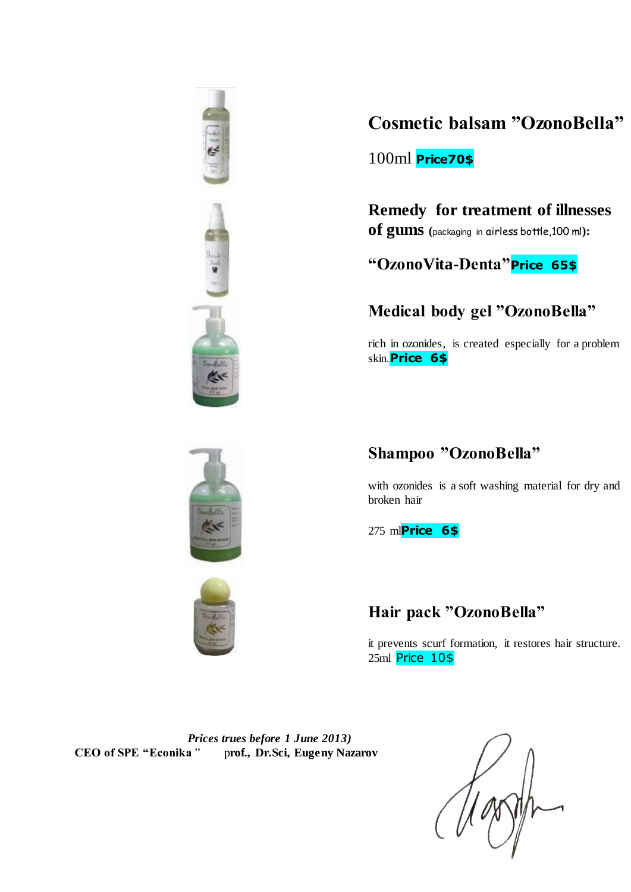## Cosmetic balsam "OzonoBella"

100ml **Price70$**

## Remedy for treatment of illnesses of gums (packaging in airless bottle,100 ml):

**"OzonoVita-Denta" Price 65$**

## Medical body gel "OzonoBella"

rich in ozonides, is created especially for a problem skin. **Price 6$**

## Shampoo "OzonoBella"

with ozonides is a soft washing material for dry and broken hair

275 ml **Price 6$**

## Hair pack "OzonoBella"

it prevents scurf formation, it restores hair structure. 25ml Price 10$

***Prices trues before 1 June 2013)***

**CEO of SPE "Econika"** **prof., Dr.Sci, Eugeny Nazarov**